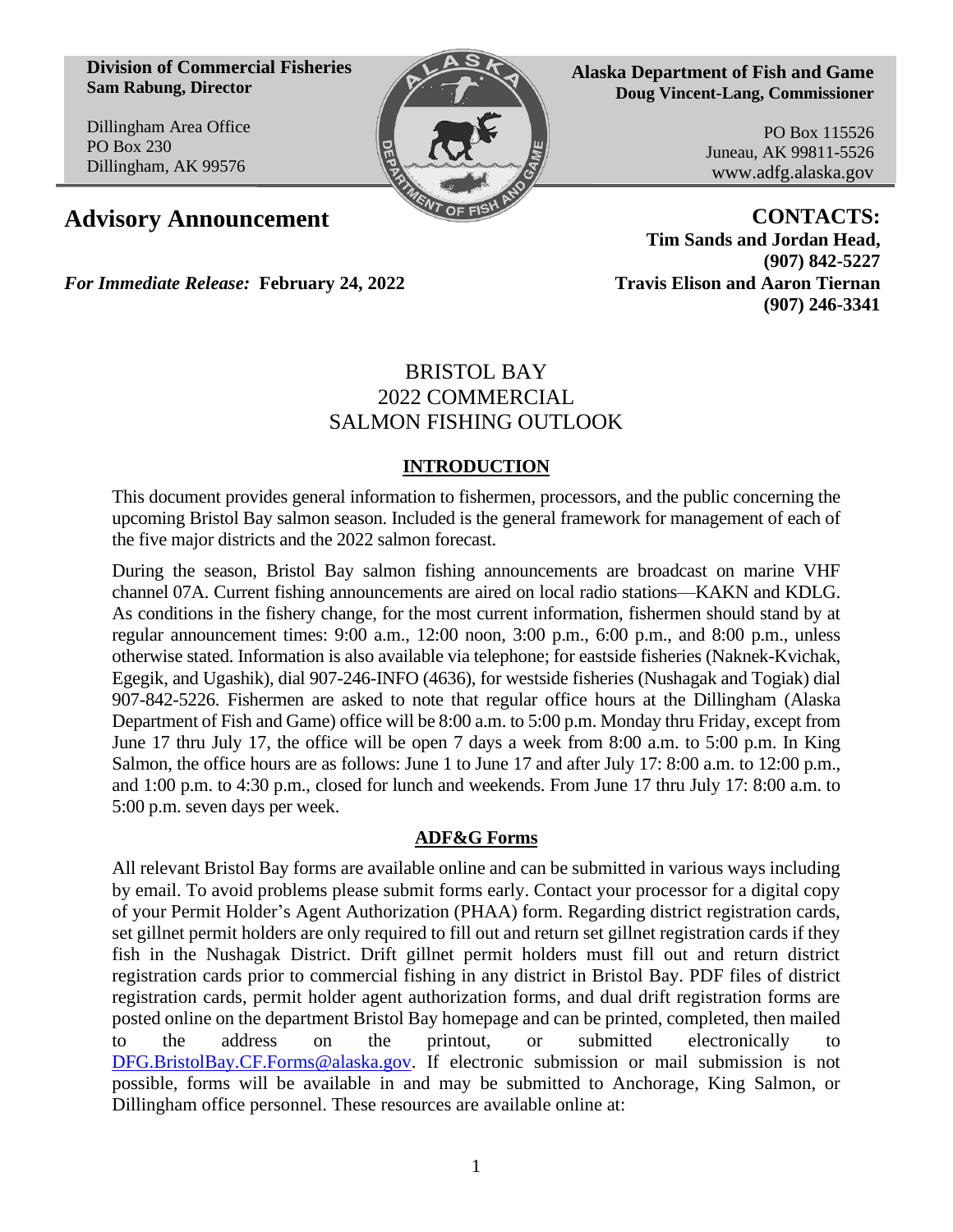**Division of Commercial Fisheries**
**Sam Rabung, Director**

Dillingham Area Office
PO Box 230
Dillingham, AK 99576

**Alaska Department of Fish and Game**
**Doug Vincent-Lang, Commissioner**

PO Box 115526
Juneau, AK 99811-5526
www.adfg.alaska.gov

# Advisory Announcement

*For Immediate Release:* **February 24, 2022**

**CONTACTS:**
**Tim Sands and Jordan Head, (907) 842-5227**
**Travis Elison and Aaron Tiernan (907) 246-3341**

## BRISTOL BAY 2022 COMMERCIAL SALMON FISHING OUTLOOK

### INTRODUCTION

This document provides general information to fishermen, processors, and the public concerning the upcoming Bristol Bay salmon season. Included is the general framework for management of each of the five major districts and the 2022 salmon forecast.

During the season, Bristol Bay salmon fishing announcements are broadcast on marine VHF channel 07A. Current fishing announcements are aired on local radio stations—KAKN and KDLG. As conditions in the fishery change, for the most current information, fishermen should stand by at regular announcement times: 9:00 a.m., 12:00 noon, 3:00 p.m., 6:00 p.m., and 8:00 p.m., unless otherwise stated. Information is also available via telephone; for eastside fisheries (Naknek-Kvichak, Egegik, and Ugashik), dial 907-246-INFO (4636), for westside fisheries (Nushagak and Togiak) dial 907-842-5226. Fishermen are asked to note that regular office hours at the Dillingham (Alaska Department of Fish and Game) office will be 8:00 a.m. to 5:00 p.m. Monday thru Friday, except from June 17 thru July 17, the office will be open 7 days a week from 8:00 a.m. to 5:00 p.m. In King Salmon, the office hours are as follows: June 1 to June 17 and after July 17: 8:00 a.m. to 12:00 p.m., and 1:00 p.m. to 4:30 p.m., closed for lunch and weekends. From June 17 thru July 17: 8:00 a.m. to 5:00 p.m. seven days per week.

### ADF&G Forms

All relevant Bristol Bay forms are available online and can be submitted in various ways including by email. To avoid problems please submit forms early. Contact your processor for a digital copy of your Permit Holder's Agent Authorization (PHAA) form. Regarding district registration cards, set gillnet permit holders are only required to fill out and return set gillnet registration cards if they fish in the Nushagak District. Drift gillnet permit holders must fill out and return district registration cards prior to commercial fishing in any district in Bristol Bay. PDF files of district registration cards, permit holder agent authorization forms, and dual drift registration forms are posted online on the department Bristol Bay homepage and can be printed, completed, then mailed to the address on the printout, or submitted electronically to DFG.BristolBay.CF.Forms@alaska.gov. If electronic submission or mail submission is not possible, forms will be available in and may be submitted to Anchorage, King Salmon, or Dillingham office personnel. These resources are available online at: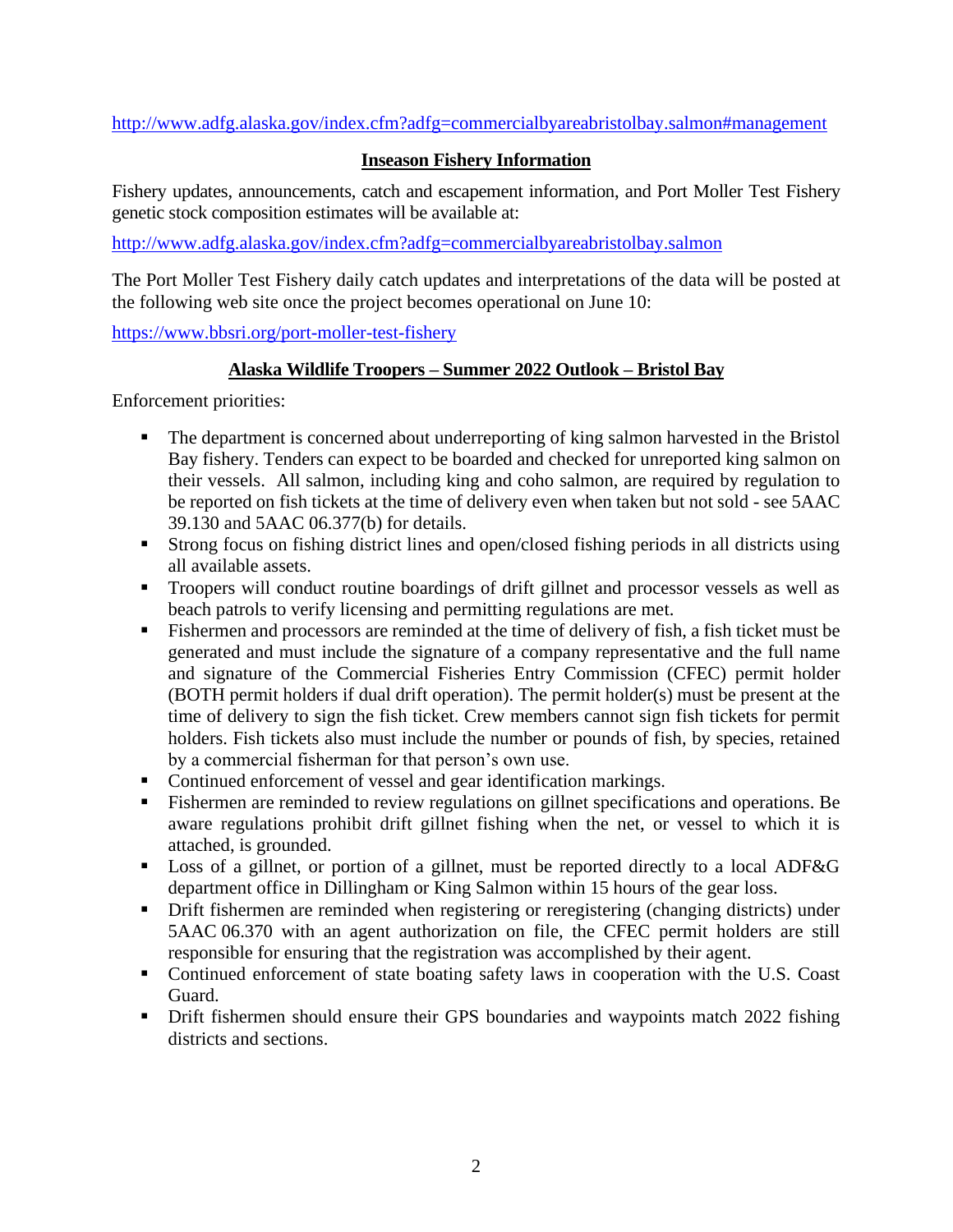http://www.adfg.alaska.gov/index.cfm?adfg=commercialbyareabristolbay.salmon#management

## Inseason Fishery Information

Fishery updates, announcements, catch and escapement information, and Port Moller Test Fishery genetic stock composition estimates will be available at:

http://www.adfg.alaska.gov/index.cfm?adfg=commercialbyareabristolbay.salmon

The Port Moller Test Fishery daily catch updates and interpretations of the data will be posted at the following web site once the project becomes operational on June 10:

https://www.bbsri.org/port-moller-test-fishery

## Alaska Wildlife Troopers – Summer 2022 Outlook – Bristol Bay

Enforcement priorities:

- The department is concerned about underreporting of king salmon harvested in the Bristol Bay fishery. Tenders can expect to be boarded and checked for unreported king salmon on their vessels. All salmon, including king and coho salmon, are required by regulation to be reported on fish tickets at the time of delivery even when taken but not sold - see 5AAC 39.130 and 5AAC 06.377(b) for details.
- Strong focus on fishing district lines and open/closed fishing periods in all districts using all available assets.
- Troopers will conduct routine boardings of drift gillnet and processor vessels as well as beach patrols to verify licensing and permitting regulations are met.
- Fishermen and processors are reminded at the time of delivery of fish, a fish ticket must be generated and must include the signature of a company representative and the full name and signature of the Commercial Fisheries Entry Commission (CFEC) permit holder (BOTH permit holders if dual drift operation). The permit holder(s) must be present at the time of delivery to sign the fish ticket. Crew members cannot sign fish tickets for permit holders. Fish tickets also must include the number or pounds of fish, by species, retained by a commercial fisherman for that person's own use.
- Continued enforcement of vessel and gear identification markings.
- Fishermen are reminded to review regulations on gillnet specifications and operations. Be aware regulations prohibit drift gillnet fishing when the net, or vessel to which it is attached, is grounded.
- Loss of a gillnet, or portion of a gillnet, must be reported directly to a local ADF&G department office in Dillingham or King Salmon within 15 hours of the gear loss.
- Drift fishermen are reminded when registering or reregistering (changing districts) under 5AAC 06.370 with an agent authorization on file, the CFEC permit holders are still responsible for ensuring that the registration was accomplished by their agent.
- Continued enforcement of state boating safety laws in cooperation with the U.S. Coast Guard.
- Drift fishermen should ensure their GPS boundaries and waypoints match 2022 fishing districts and sections.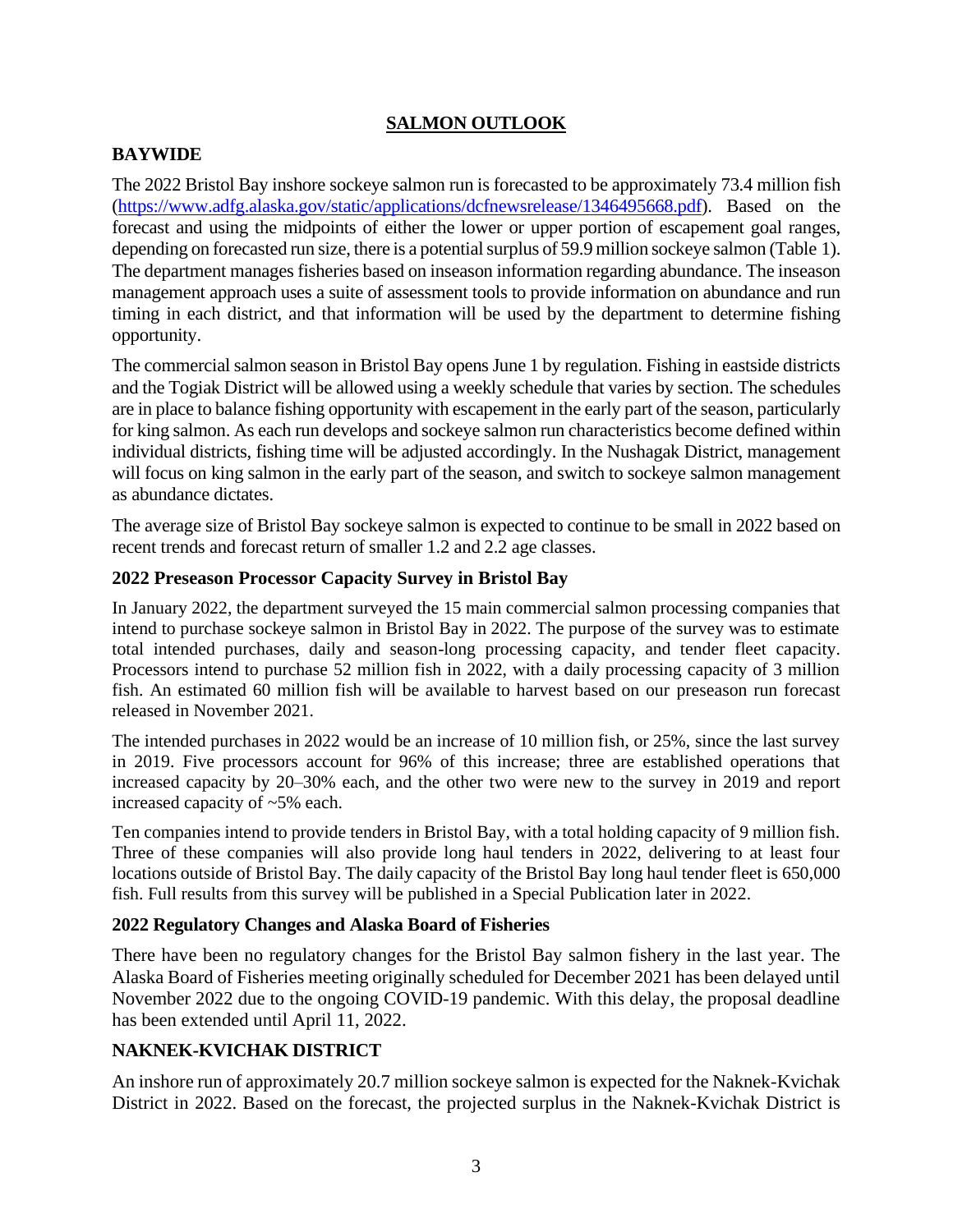## SALMON OUTLOOK

### BAYWIDE

The 2022 Bristol Bay inshore sockeye salmon run is forecasted to be approximately 73.4 million fish (https://www.adfg.alaska.gov/static/applications/dcfnewsrelease/1346495668.pdf). Based on the forecast and using the midpoints of either the lower or upper portion of escapement goal ranges, depending on forecasted run size, there is a potential surplus of 59.9 million sockeye salmon (Table 1). The department manages fisheries based on inseason information regarding abundance. The inseason management approach uses a suite of assessment tools to provide information on abundance and run timing in each district, and that information will be used by the department to determine fishing opportunity.

The commercial salmon season in Bristol Bay opens June 1 by regulation. Fishing in eastside districts and the Togiak District will be allowed using a weekly schedule that varies by section. The schedules are in place to balance fishing opportunity with escapement in the early part of the season, particularly for king salmon. As each run develops and sockeye salmon run characteristics become defined within individual districts, fishing time will be adjusted accordingly. In the Nushagak District, management will focus on king salmon in the early part of the season, and switch to sockeye salmon management as abundance dictates.

The average size of Bristol Bay sockeye salmon is expected to continue to be small in 2022 based on recent trends and forecast return of smaller 1.2 and 2.2 age classes.

### 2022 Preseason Processor Capacity Survey in Bristol Bay

In January 2022, the department surveyed the 15 main commercial salmon processing companies that intend to purchase sockeye salmon in Bristol Bay in 2022. The purpose of the survey was to estimate total intended purchases, daily and season-long processing capacity, and tender fleet capacity. Processors intend to purchase 52 million fish in 2022, with a daily processing capacity of 3 million fish. An estimated 60 million fish will be available to harvest based on our preseason run forecast released in November 2021.

The intended purchases in 2022 would be an increase of 10 million fish, or 25%, since the last survey in 2019. Five processors account for 96% of this increase; three are established operations that increased capacity by 20–30% each, and the other two were new to the survey in 2019 and report increased capacity of ~5% each.

Ten companies intend to provide tenders in Bristol Bay, with a total holding capacity of 9 million fish. Three of these companies will also provide long haul tenders in 2022, delivering to at least four locations outside of Bristol Bay. The daily capacity of the Bristol Bay long haul tender fleet is 650,000 fish. Full results from this survey will be published in a Special Publication later in 2022.

### 2022 Regulatory Changes and Alaska Board of Fisheries

There have been no regulatory changes for the Bristol Bay salmon fishery in the last year. The Alaska Board of Fisheries meeting originally scheduled for December 2021 has been delayed until November 2022 due to the ongoing COVID-19 pandemic. With this delay, the proposal deadline has been extended until April 11, 2022.

### NAKNEK-KVICHAK DISTRICT

An inshore run of approximately 20.7 million sockeye salmon is expected for the Naknek-Kvichak District in 2022. Based on the forecast, the projected surplus in the Naknek-Kvichak District is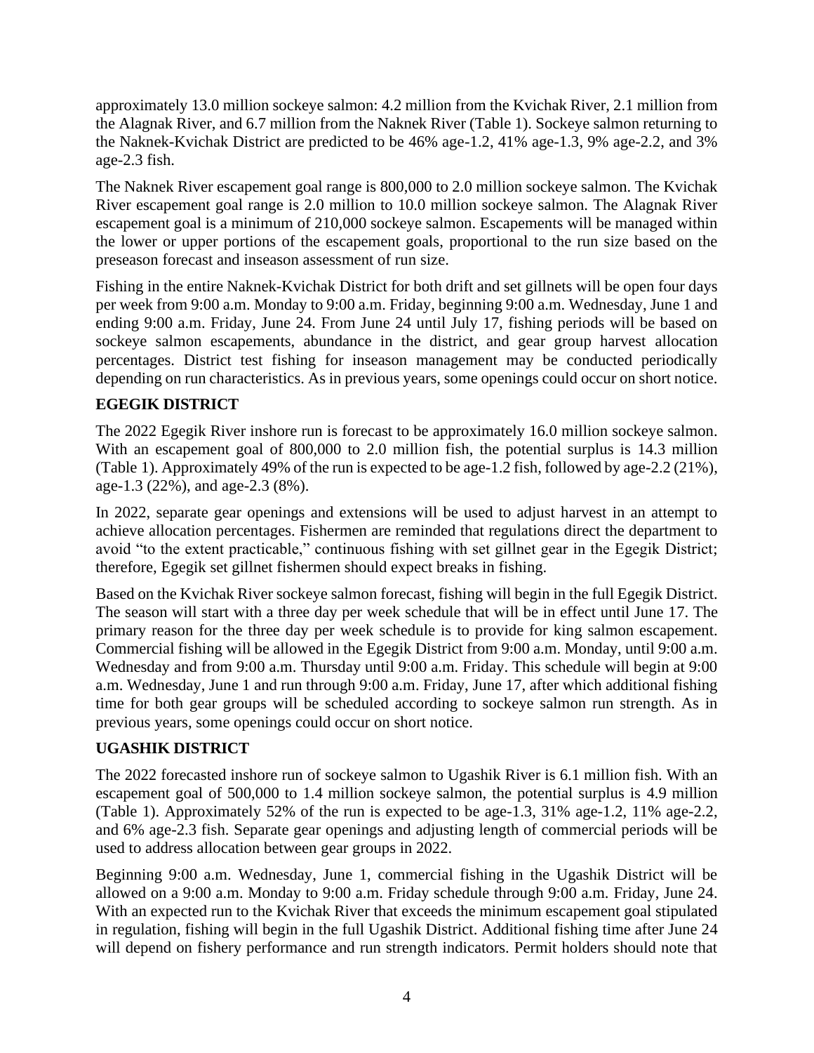approximately 13.0 million sockeye salmon: 4.2 million from the Kvichak River, 2.1 million from the Alagnak River, and 6.7 million from the Naknek River (Table 1). Sockeye salmon returning to the Naknek-Kvichak District are predicted to be 46% age-1.2, 41% age-1.3, 9% age-2.2, and 3% age-2.3 fish.

The Naknek River escapement goal range is 800,000 to 2.0 million sockeye salmon. The Kvichak River escapement goal range is 2.0 million to 10.0 million sockeye salmon. The Alagnak River escapement goal is a minimum of 210,000 sockeye salmon. Escapements will be managed within the lower or upper portions of the escapement goals, proportional to the run size based on the preseason forecast and inseason assessment of run size.

Fishing in the entire Naknek-Kvichak District for both drift and set gillnets will be open four days per week from 9:00 a.m. Monday to 9:00 a.m. Friday, beginning 9:00 a.m. Wednesday, June 1 and ending 9:00 a.m. Friday, June 24. From June 24 until July 17, fishing periods will be based on sockeye salmon escapements, abundance in the district, and gear group harvest allocation percentages. District test fishing for inseason management may be conducted periodically depending on run characteristics. As in previous years, some openings could occur on short notice.

## EGEGIK DISTRICT

The 2022 Egegik River inshore run is forecast to be approximately 16.0 million sockeye salmon. With an escapement goal of 800,000 to 2.0 million fish, the potential surplus is 14.3 million (Table 1). Approximately 49% of the run is expected to be age-1.2 fish, followed by age-2.2 (21%), age-1.3 (22%), and age-2.3 (8%).

In 2022, separate gear openings and extensions will be used to adjust harvest in an attempt to achieve allocation percentages. Fishermen are reminded that regulations direct the department to avoid "to the extent practicable," continuous fishing with set gillnet gear in the Egegik District; therefore, Egegik set gillnet fishermen should expect breaks in fishing.

Based on the Kvichak River sockeye salmon forecast, fishing will begin in the full Egegik District. The season will start with a three day per week schedule that will be in effect until June 17. The primary reason for the three day per week schedule is to provide for king salmon escapement. Commercial fishing will be allowed in the Egegik District from 9:00 a.m. Monday, until 9:00 a.m. Wednesday and from 9:00 a.m. Thursday until 9:00 a.m. Friday. This schedule will begin at 9:00 a.m. Wednesday, June 1 and run through 9:00 a.m. Friday, June 17, after which additional fishing time for both gear groups will be scheduled according to sockeye salmon run strength. As in previous years, some openings could occur on short notice.

## UGASHIK DISTRICT

The 2022 forecasted inshore run of sockeye salmon to Ugashik River is 6.1 million fish. With an escapement goal of 500,000 to 1.4 million sockeye salmon, the potential surplus is 4.9 million (Table 1). Approximately 52% of the run is expected to be age-1.3, 31% age-1.2, 11% age-2.2, and 6% age-2.3 fish. Separate gear openings and adjusting length of commercial periods will be used to address allocation between gear groups in 2022.

Beginning 9:00 a.m. Wednesday, June 1, commercial fishing in the Ugashik District will be allowed on a 9:00 a.m. Monday to 9:00 a.m. Friday schedule through 9:00 a.m. Friday, June 24. With an expected run to the Kvichak River that exceeds the minimum escapement goal stipulated in regulation, fishing will begin in the full Ugashik District. Additional fishing time after June 24 will depend on fishery performance and run strength indicators. Permit holders should note that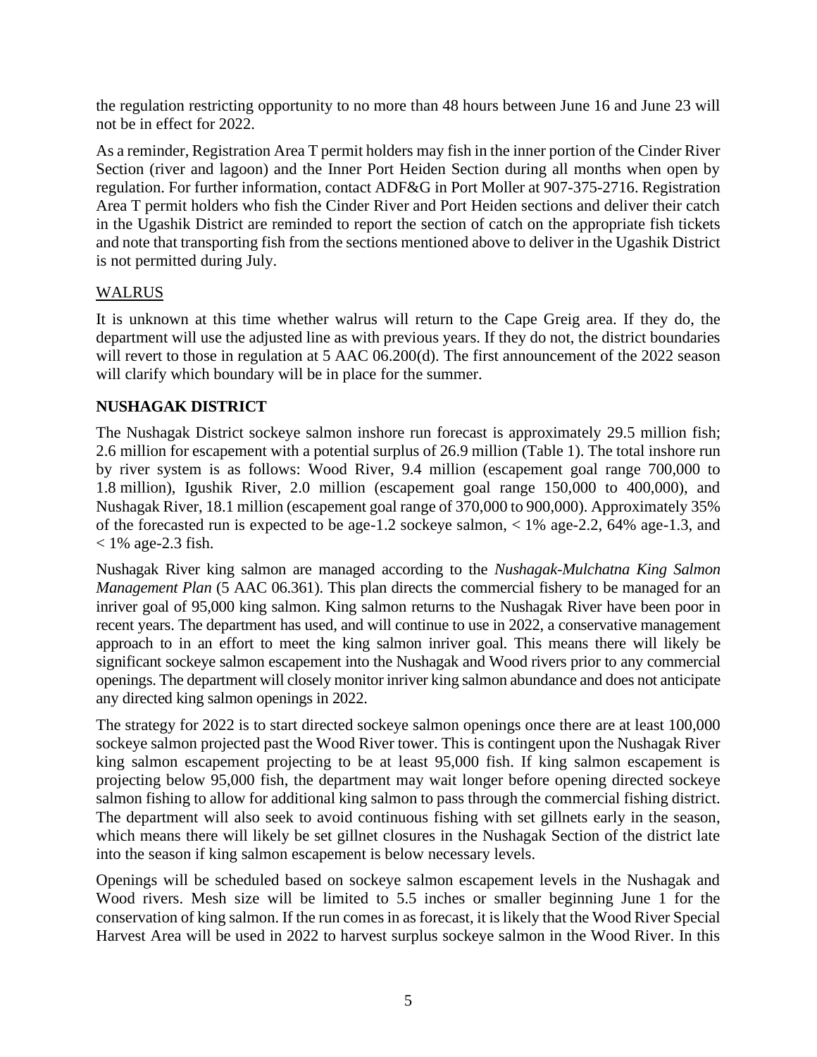the regulation restricting opportunity to no more than 48 hours between June 16 and June 23 will not be in effect for 2022.

As a reminder, Registration Area T permit holders may fish in the inner portion of the Cinder River Section (river and lagoon) and the Inner Port Heiden Section during all months when open by regulation. For further information, contact ADF&G in Port Moller at 907-375-2716. Registration Area T permit holders who fish the Cinder River and Port Heiden sections and deliver their catch in the Ugashik District are reminded to report the section of catch on the appropriate fish tickets and note that transporting fish from the sections mentioned above to deliver in the Ugashik District is not permitted during July.

## WALRUS

It is unknown at this time whether walrus will return to the Cape Greig area. If they do, the department will use the adjusted line as with previous years. If they do not, the district boundaries will revert to those in regulation at 5 AAC 06.200(d). The first announcement of the 2022 season will clarify which boundary will be in place for the summer.

## NUSHAGAK DISTRICT

The Nushagak District sockeye salmon inshore run forecast is approximately 29.5 million fish; 2.6 million for escapement with a potential surplus of 26.9 million (Table 1). The total inshore run by river system is as follows: Wood River, 9.4 million (escapement goal range 700,000 to 1.8 million), Igushik River, 2.0 million (escapement goal range 150,000 to 400,000), and Nushagak River, 18.1 million (escapement goal range of 370,000 to 900,000). Approximately 35% of the forecasted run is expected to be age-1.2 sockeye salmon, < 1% age-2.2, 64% age-1.3, and < 1% age-2.3 fish.

Nushagak River king salmon are managed according to the *Nushagak-Mulchatna King Salmon Management Plan* (5 AAC 06.361). This plan directs the commercial fishery to be managed for an inriver goal of 95,000 king salmon. King salmon returns to the Nushagak River have been poor in recent years. The department has used, and will continue to use in 2022, a conservative management approach to in an effort to meet the king salmon inriver goal. This means there will likely be significant sockeye salmon escapement into the Nushagak and Wood rivers prior to any commercial openings. The department will closely monitor inriver king salmon abundance and does not anticipate any directed king salmon openings in 2022.

The strategy for 2022 is to start directed sockeye salmon openings once there are at least 100,000 sockeye salmon projected past the Wood River tower. This is contingent upon the Nushagak River king salmon escapement projecting to be at least 95,000 fish. If king salmon escapement is projecting below 95,000 fish, the department may wait longer before opening directed sockeye salmon fishing to allow for additional king salmon to pass through the commercial fishing district. The department will also seek to avoid continuous fishing with set gillnets early in the season, which means there will likely be set gillnet closures in the Nushagak Section of the district late into the season if king salmon escapement is below necessary levels.

Openings will be scheduled based on sockeye salmon escapement levels in the Nushagak and Wood rivers. Mesh size will be limited to 5.5 inches or smaller beginning June 1 for the conservation of king salmon. If the run comes in as forecast, it is likely that the Wood River Special Harvest Area will be used in 2022 to harvest surplus sockeye salmon in the Wood River. In this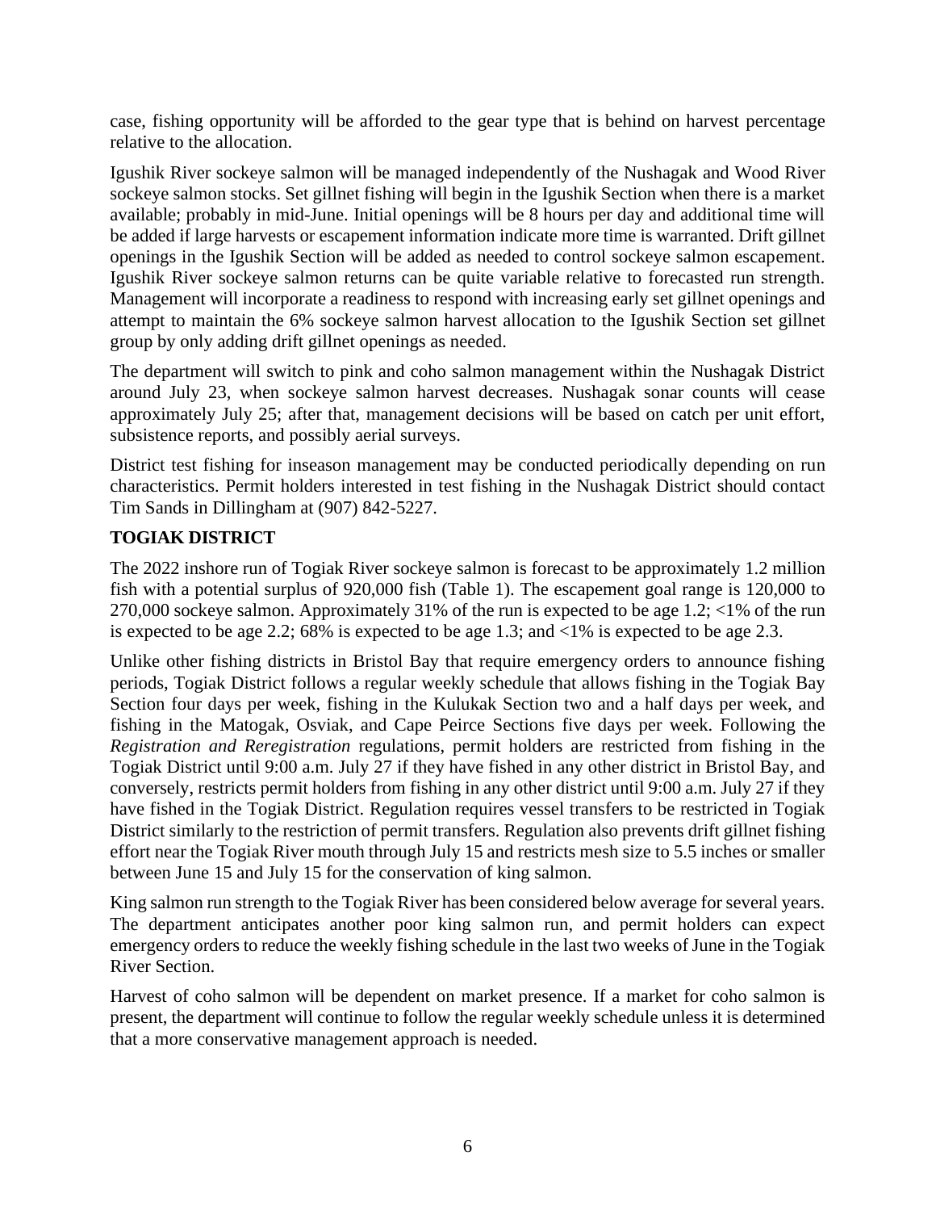case, fishing opportunity will be afforded to the gear type that is behind on harvest percentage relative to the allocation.

Igushik River sockeye salmon will be managed independently of the Nushagak and Wood River sockeye salmon stocks. Set gillnet fishing will begin in the Igushik Section when there is a market available; probably in mid-June. Initial openings will be 8 hours per day and additional time will be added if large harvests or escapement information indicate more time is warranted. Drift gillnet openings in the Igushik Section will be added as needed to control sockeye salmon escapement. Igushik River sockeye salmon returns can be quite variable relative to forecasted run strength. Management will incorporate a readiness to respond with increasing early set gillnet openings and attempt to maintain the 6% sockeye salmon harvest allocation to the Igushik Section set gillnet group by only adding drift gillnet openings as needed.

The department will switch to pink and coho salmon management within the Nushagak District around July 23, when sockeye salmon harvest decreases. Nushagak sonar counts will cease approximately July 25; after that, management decisions will be based on catch per unit effort, subsistence reports, and possibly aerial surveys.

District test fishing for inseason management may be conducted periodically depending on run characteristics. Permit holders interested in test fishing in the Nushagak District should contact Tim Sands in Dillingham at (907) 842-5227.

## TOGIAK DISTRICT

The 2022 inshore run of Togiak River sockeye salmon is forecast to be approximately 1.2 million fish with a potential surplus of 920,000 fish (Table 1). The escapement goal range is 120,000 to 270,000 sockeye salmon. Approximately 31% of the run is expected to be age 1.2; <1% of the run is expected to be age 2.2; 68% is expected to be age 1.3; and <1% is expected to be age 2.3.

Unlike other fishing districts in Bristol Bay that require emergency orders to announce fishing periods, Togiak District follows a regular weekly schedule that allows fishing in the Togiak Bay Section four days per week, fishing in the Kulukak Section two and a half days per week, and fishing in the Matogak, Osviak, and Cape Peirce Sections five days per week. Following the *Registration and Reregistration* regulations, permit holders are restricted from fishing in the Togiak District until 9:00 a.m. July 27 if they have fished in any other district in Bristol Bay, and conversely, restricts permit holders from fishing in any other district until 9:00 a.m. July 27 if they have fished in the Togiak District. Regulation requires vessel transfers to be restricted in Togiak District similarly to the restriction of permit transfers. Regulation also prevents drift gillnet fishing effort near the Togiak River mouth through July 15 and restricts mesh size to 5.5 inches or smaller between June 15 and July 15 for the conservation of king salmon.

King salmon run strength to the Togiak River has been considered below average for several years. The department anticipates another poor king salmon run, and permit holders can expect emergency orders to reduce the weekly fishing schedule in the last two weeks of June in the Togiak River Section.

Harvest of coho salmon will be dependent on market presence. If a market for coho salmon is present, the department will continue to follow the regular weekly schedule unless it is determined that a more conservative management approach is needed.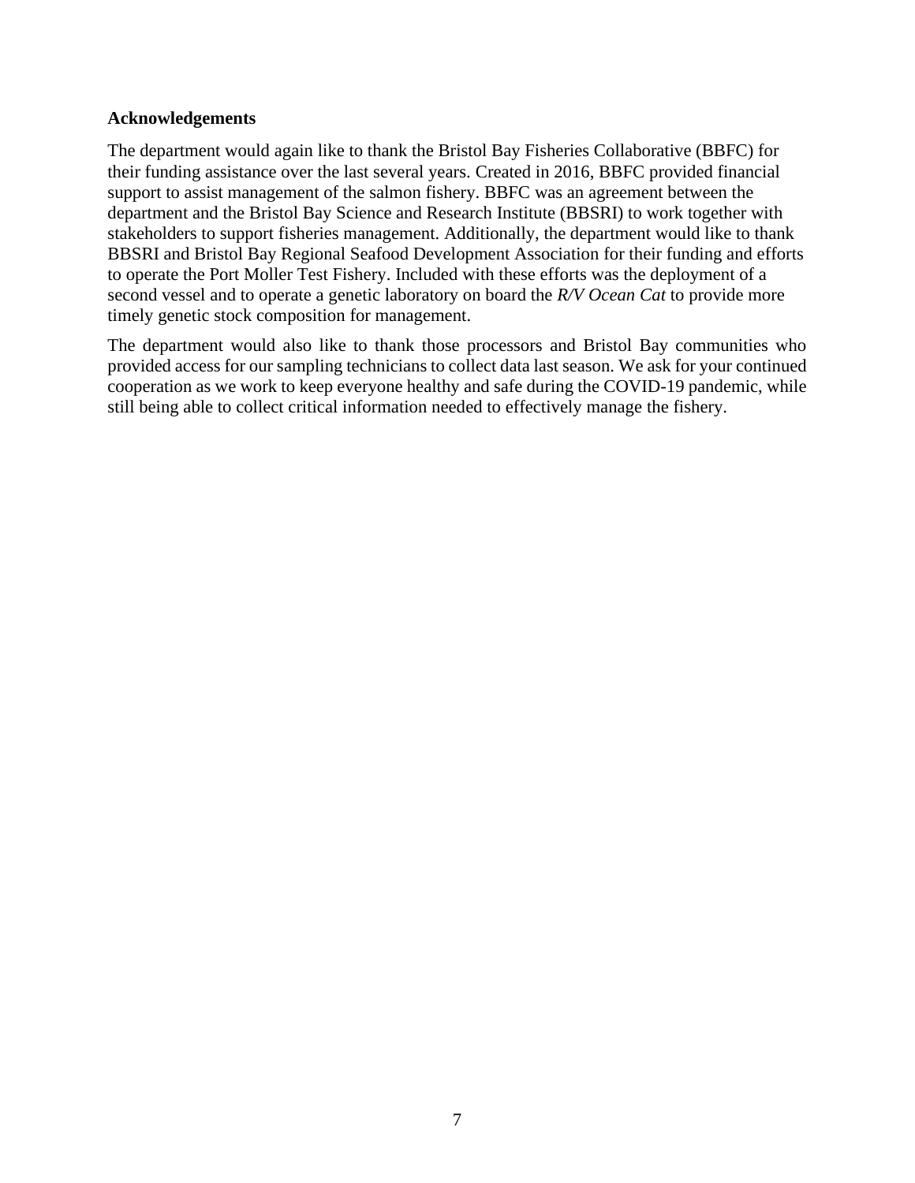**Acknowledgements**

The department would again like to thank the Bristol Bay Fisheries Collaborative (BBFC) for their funding assistance over the last several years. Created in 2016, BBFC provided financial support to assist management of the salmon fishery. BBFC was an agreement between the department and the Bristol Bay Science and Research Institute (BBSRI) to work together with stakeholders to support fisheries management. Additionally, the department would like to thank BBSRI and Bristol Bay Regional Seafood Development Association for their funding and efforts to operate the Port Moller Test Fishery. Included with these efforts was the deployment of a second vessel and to operate a genetic laboratory on board the *R/V Ocean Cat* to provide more timely genetic stock composition for management.

The department would also like to thank those processors and Bristol Bay communities who provided access for our sampling technicians to collect data last season. We ask for your continued cooperation as we work to keep everyone healthy and safe during the COVID-19 pandemic, while still being able to collect critical information needed to effectively manage the fishery.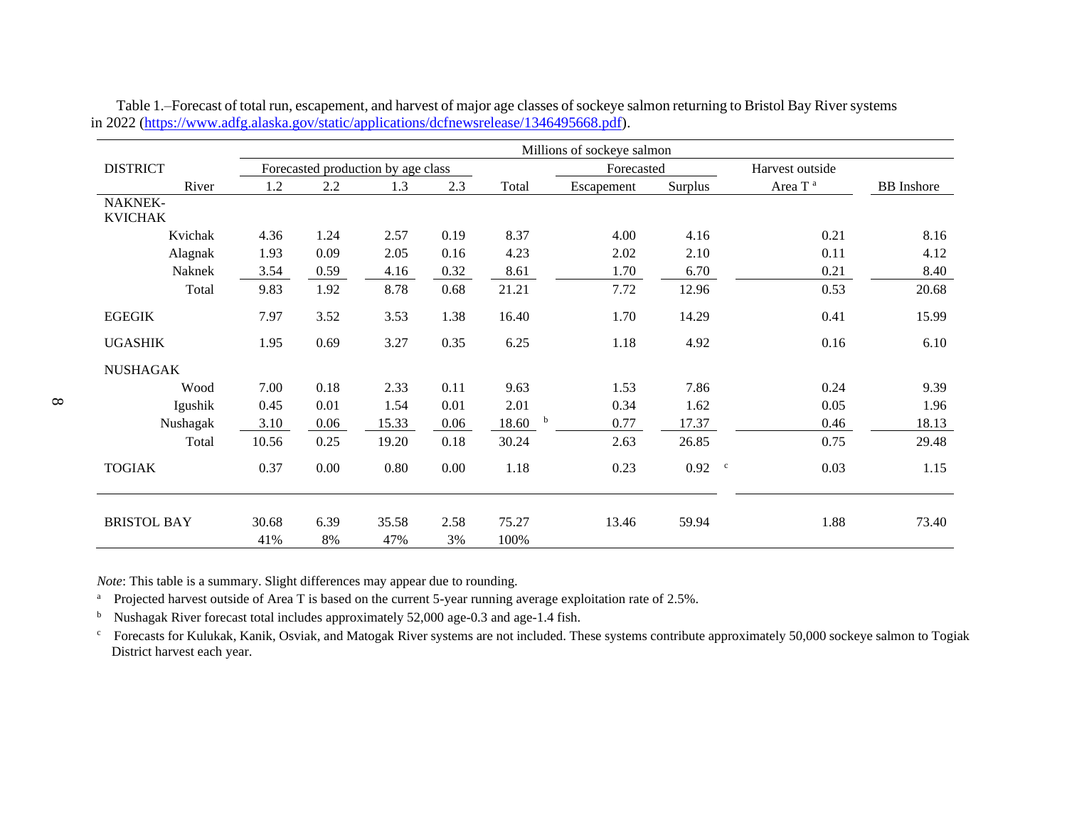Table 1.–Forecast of total run, escapement, and harvest of major age classes of sockeye salmon returning to Bristol Bay River systems in 2022 (https://www.adfg.alaska.gov/static/applications/dcfnewsrelease/1346495668.pdf).

| | Millions of sockeye salmon | | | | | | | | |
|---|---|---|---|---|---|---|---|---|---|
| DISTRICT | Forecasted production by age class | | | | | Forecasted | | Harvest outside | |
| River | 1.2 | 2.2 | 1.3 | 2.3 | Total | Escapement | Surplus | Area T [a] | BB Inshore |
| NAKNEK-KVICHAK | | | | | | | | | |
| Kvichak | 4.36 | 1.24 | 2.57 | 0.19 | 8.37 | 4.00 | 4.16 | 0.21 | 8.16 |
| Alagnak | 1.93 | 0.09 | 2.05 | 0.16 | 4.23 | 2.02 | 2.10 | 0.11 | 4.12 |
| Naknek | 3.54 | 0.59 | 4.16 | 0.32 | 8.61 | 1.70 | 6.70 | 0.21 | 8.40 |
| Total | 9.83 | 1.92 | 8.78 | 0.68 | 21.21 | 7.72 | 12.96 | 0.53 | 20.68 |
| EGEGIK | 7.97 | 3.52 | 3.53 | 1.38 | 16.40 | 1.70 | 14.29 | 0.41 | 15.99 |
| UGASHIK | 1.95 | 0.69 | 3.27 | 0.35 | 6.25 | 1.18 | 4.92 | 0.16 | 6.10 |
| NUSHAGAK | | | | | | | | | |
| Wood | 7.00 | 0.18 | 2.33 | 0.11 | 9.63 | 1.53 | 7.86 | 0.24 | 9.39 |
| Igushik | 0.45 | 0.01 | 1.54 | 0.01 | 2.01 | 0.34 | 1.62 | 0.05 | 1.96 |
| Nushagak | 3.10 | 0.06 | 15.33 | 0.06 | 18.60 [b] | 0.77 | 17.37 | 0.46 | 18.13 |
| Total | 10.56 | 0.25 | 19.20 | 0.18 | 30.24 | 2.63 | 26.85 | 0.75 | 29.48 |
| TOGIAK | 0.37 | 0.00 | 0.80 | 0.00 | 1.18 | 0.23 | 0.92 [c] | 0.03 | 1.15 |
| BRISTOL BAY | 30.68 | 6.39 | 35.58 | 2.58 | 75.27 | 13.46 | 59.94 | 1.88 | 73.40 |
| | 41% | 8% | 47% | 3% | 100% | | | | |

*Note*: This table is a summary. Slight differences may appear due to rounding.

[a] Projected harvest outside of Area T is based on the current 5-year running average exploitation rate of 2.5%.

[b] Nushagak River forecast total includes approximately 52,000 age-0.3 and age-1.4 fish.

[c] Forecasts for Kulukak, Kanik, Osviak, and Matogak River systems are not included. These systems contribute approximately 50,000 sockeye salmon to Togiak District harvest each year.